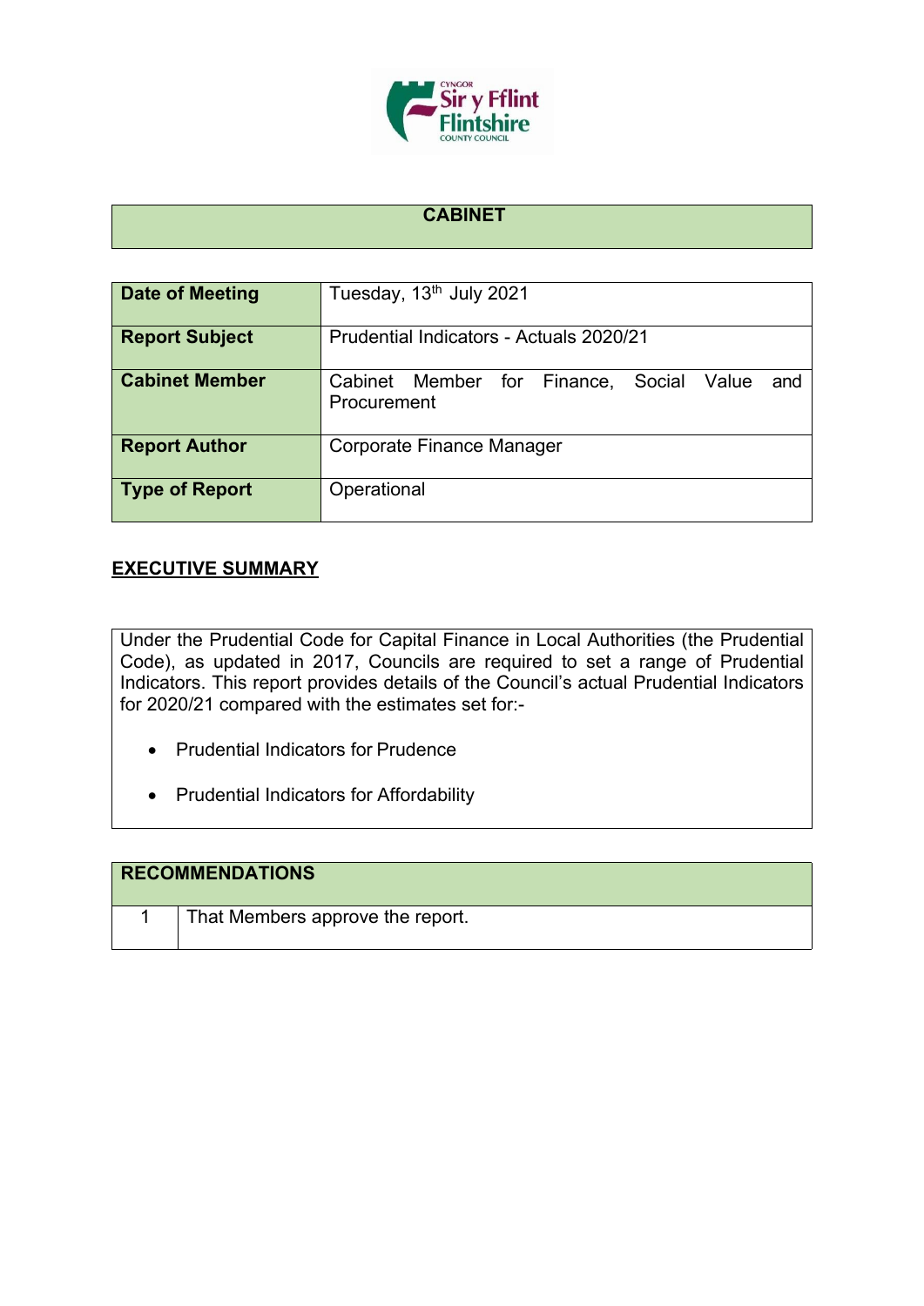# CABINET

| Date of Meeting | Tuesday, 13th July 2021 |
|---|---|
| Report Subject | Prudential Indicators - Actuals 2020/21 |
| Cabinet Member | Cabinet Member for Finance, Social Value and Procurement |
| Report Author | Corporate Finance Manager |
| Type of Report | Operational |

## EXECUTIVE SUMMARY

Under the Prudential Code for Capital Finance in Local Authorities (the Prudential Code), as updated in 2017, Councils are required to set a range of Prudential Indicators. This report provides details of the Council's actual Prudential Indicators for 2020/21 compared with the estimates set for:-

- Prudential Indicators for Prudence
- Prudential Indicators for Affordability

| RECOMMENDATIONS | |
|---|---|
| 1 | That Members approve the report. |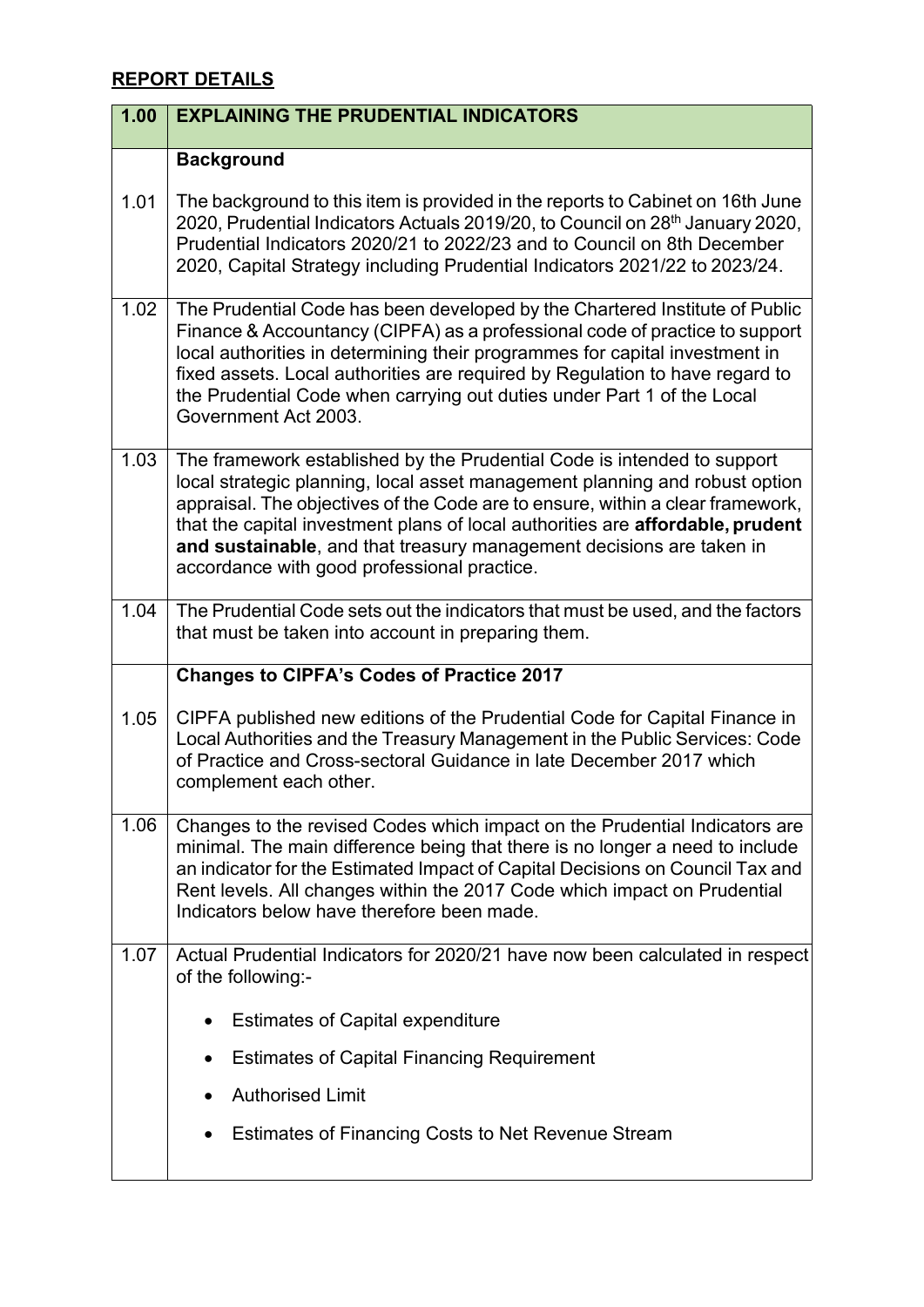## REPORT DETAILS

| 1.00 | EXPLAINING THE PRUDENTIAL INDICATORS |
|---|---|
| | **Background** |
| 1.01 | The background to this item is provided in the reports to Cabinet on 16th June 2020, Prudential Indicators Actuals 2019/20, to Council on 28th January 2020, Prudential Indicators 2020/21 to 2022/23 and to Council on 8th December 2020, Capital Strategy including Prudential Indicators 2021/22 to 2023/24. |
| 1.02 | The Prudential Code has been developed by the Chartered Institute of Public Finance & Accountancy (CIPFA) as a professional code of practice to support local authorities in determining their programmes for capital investment in fixed assets. Local authorities are required by Regulation to have regard to the Prudential Code when carrying out duties under Part 1 of the Local Government Act 2003. |
| 1.03 | The framework established by the Prudential Code is intended to support local strategic planning, local asset management planning and robust option appraisal. The objectives of the Code are to ensure, within a clear framework, that the capital investment plans of local authorities are **affordable, prudent and sustainable**, and that treasury management decisions are taken in accordance with good professional practice. |
| 1.04 | The Prudential Code sets out the indicators that must be used, and the factors that must be taken into account in preparing them. |
| | **Changes to CIPFA's Codes of Practice 2017** |
| 1.05 | CIPFA published new editions of the Prudential Code for Capital Finance in Local Authorities and the Treasury Management in the Public Services: Code of Practice and Cross-sectoral Guidance in late December 2017 which complement each other. |
| 1.06 | Changes to the revised Codes which impact on the Prudential Indicators are minimal. The main difference being that there is no longer a need to include an indicator for the Estimated Impact of Capital Decisions on Council Tax and Rent levels. All changes within the 2017 Code which impact on Prudential Indicators below have therefore been made. |
| 1.07 | Actual Prudential Indicators for 2020/21 have now been calculated in respect of the following:-<br><br>• Estimates of Capital expenditure<br>• Estimates of Capital Financing Requirement<br>• Authorised Limit<br>• Estimates of Financing Costs to Net Revenue Stream |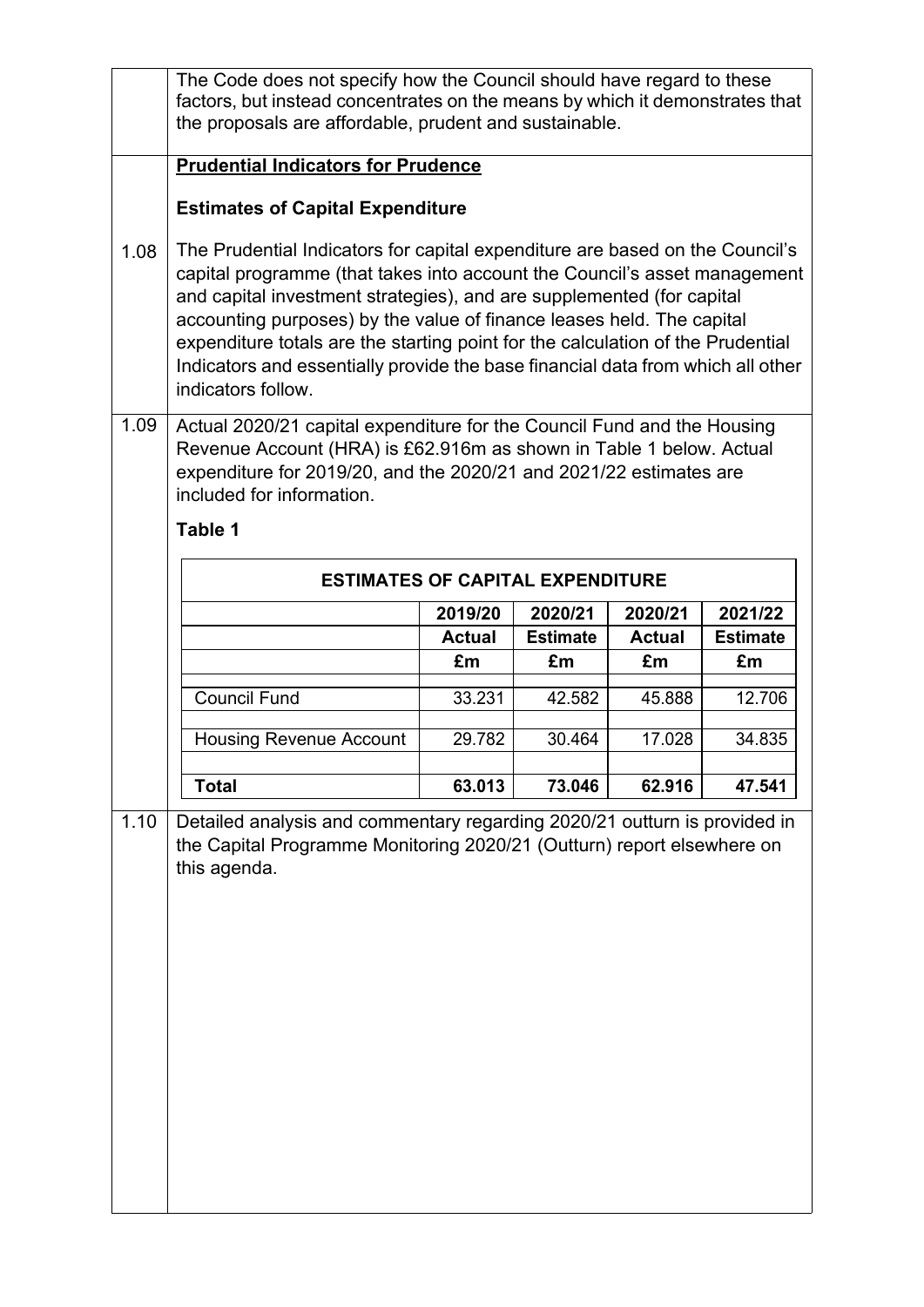The Code does not specify how the Council should have regard to these factors, but instead concentrates on the means by which it demonstrates that the proposals are affordable, prudent and sustainable.

**Prudential Indicators for Prudence**

**Estimates of Capital Expenditure**

1.08 The Prudential Indicators for capital expenditure are based on the Council's capital programme (that takes into account the Council's asset management and capital investment strategies), and are supplemented (for capital accounting purposes) by the value of finance leases held. The capital expenditure totals are the starting point for the calculation of the Prudential Indicators and essentially provide the base financial data from which all other indicators follow.

1.09 Actual 2020/21 capital expenditure for the Council Fund and the Housing Revenue Account (HRA) is £62.916m as shown in Table 1 below. Actual expenditure for 2019/20, and the 2020/21 and 2021/22 estimates are included for information.

**Table 1**

| ESTIMATES OF CAPITAL EXPENDITURE | | | | |
|---|---|---|---|---|
| | **2019/20 Actual £m** | **2020/21 Estimate £m** | **2020/21 Actual £m** | **2021/22 Estimate £m** |
| Council Fund | 33.231 | 42.582 | 45.888 | 12.706 |
| Housing Revenue Account | 29.782 | 30.464 | 17.028 | 34.835 |
| **Total** | **63.013** | **73.046** | **62.916** | **47.541** |

1.10 Detailed analysis and commentary regarding 2020/21 outturn is provided in the Capital Programme Monitoring 2020/21 (Outturn) report elsewhere on this agenda.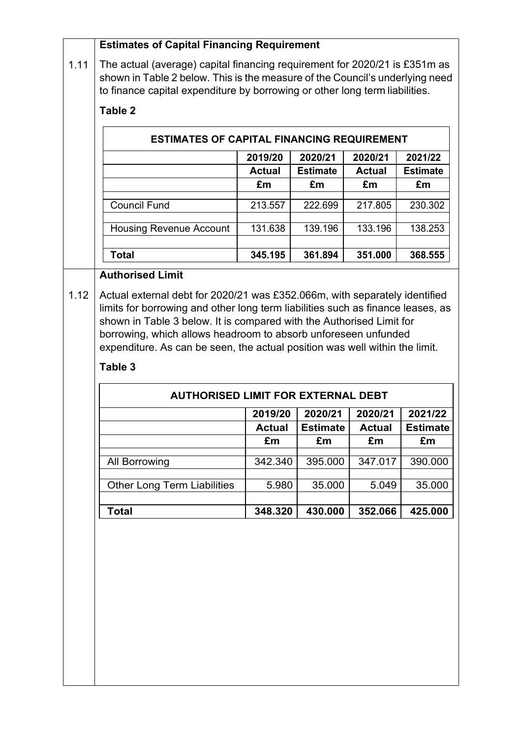### Estimates of Capital Financing Requirement

1.11 The actual (average) capital financing requirement for 2020/21 is £351m as shown in Table 2 below. This is the measure of the Council's underlying need to finance capital expenditure by borrowing or other long term liabilities.

**Table 2**

| ESTIMATES OF CAPITAL FINANCING REQUIREMENT | | | | |
|---|---|---|---|---|
| | **2019/20** | **2020/21** | **2020/21** | **2021/22** |
| | **Actual** | **Estimate** | **Actual** | **Estimate** |
| | **£m** | **£m** | **£m** | **£m** |
| Council Fund | 213.557 | 222.699 | 217.805 | 230.302 |
| Housing Revenue Account | 131.638 | 139.196 | 133.196 | 138.253 |
| **Total** | **345.195** | **361.894** | **351.000** | **368.555** |

### Authorised Limit

1.12 Actual external debt for 2020/21 was £352.066m, with separately identified limits for borrowing and other long term liabilities such as finance leases, as shown in Table 3 below. It is compared with the Authorised Limit for borrowing, which allows headroom to absorb unforeseen unfunded expenditure. As can be seen, the actual position was well within the limit.

**Table 3**

| AUTHORISED LIMIT FOR EXTERNAL DEBT | | | | |
|---|---|---|---|---|
| | **2019/20** | **2020/21** | **2020/21** | **2021/22** |
| | **Actual** | **Estimate** | **Actual** | **Estimate** |
| | **£m** | **£m** | **£m** | **£m** |
| All Borrowing | 342.340 | 395.000 | 347.017 | 390.000 |
| Other Long Term Liabilities | 5.980 | 35.000 | 5.049 | 35.000 |
| **Total** | **348.320** | **430.000** | **352.066** | **425.000** |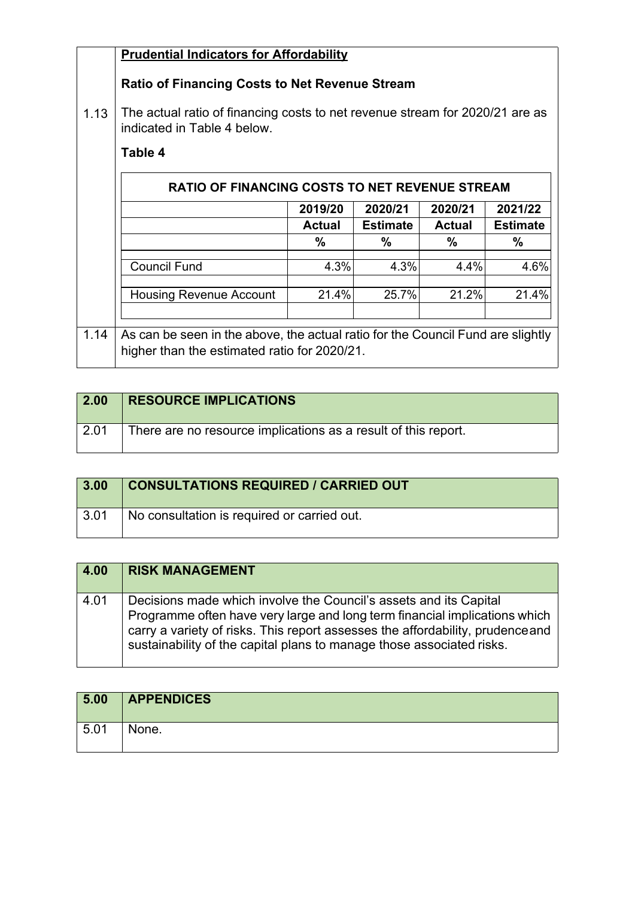| | |
|---|---|
| | **Prudential Indicators for Affordability** |
| | **Ratio of Financing Costs to Net Revenue Stream** |
| 1.13 | The actual ratio of financing costs to net revenue stream for 2020/21 are as indicated in Table 4 below. |

**Table 4**

| RATIO OF FINANCING COSTS TO NET REVENUE STREAM | | | | |
|---|---|---|---|---|
| | **2019/20** | **2020/21** | **2020/21** | **2021/22** |
| | **Actual** | **Estimate** | **Actual** | **Estimate** |
| | **%** | **%** | **%** | **%** |
| Council Fund | 4.3% | 4.3% | 4.4% | 4.6% |
| Housing Revenue Account | 21.4% | 25.7% | 21.2% | 21.4% |

| | |
|---|---|
| 1.14 | As can be seen in the above, the actual ratio for the Council Fund are slightly higher than the estimated ratio for 2020/21. |

| 2.00 | RESOURCE IMPLICATIONS |
|---|---|
| 2.01 | There are no resource implications as a result of this report. |

| 3.00 | CONSULTATIONS REQUIRED / CARRIED OUT |
|---|---|
| 3.01 | No consultation is required or carried out. |

| 4.00 | RISK MANAGEMENT |
|---|---|
| 4.01 | Decisions made which involve the Council's assets and its Capital Programme often have very large and long term financial implications which carry a variety of risks. This report assesses the affordability, prudence and sustainability of the capital plans to manage those associated risks. |

| 5.00 | APPENDICES |
|---|---|
| 5.01 | None. |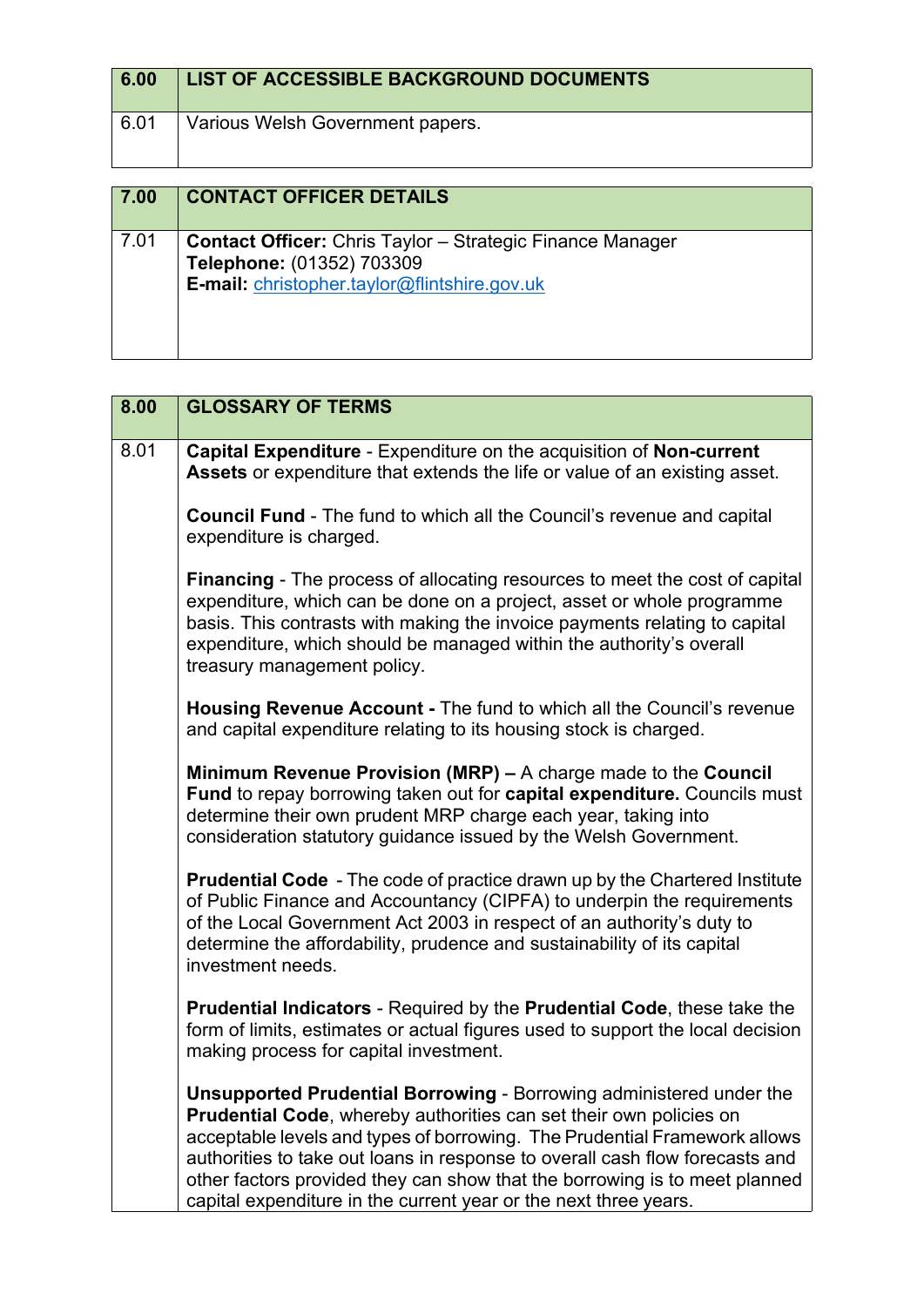| 6.00 | LIST OF ACCESSIBLE BACKGROUND DOCUMENTS |
|---|---|
| 6.01 | Various Welsh Government papers. |

| 7.00 | CONTACT OFFICER DETAILS |
|---|---|
| 7.01 | **Contact Officer:** Chris Taylor – Strategic Finance Manager<br>**Telephone:** (01352) 703309<br>**E-mail:** christopher.taylor@flintshire.gov.uk |

| 8.00 | GLOSSARY OF TERMS |
|---|---|
| 8.01 | **Capital Expenditure** - Expenditure on the acquisition of **Non-current Assets** or expenditure that extends the life or value of an existing asset.<br><br>**Council Fund** - The fund to which all the Council's revenue and capital expenditure is charged.<br><br>**Financing** - The process of allocating resources to meet the cost of capital expenditure, which can be done on a project, asset or whole programme basis. This contrasts with making the invoice payments relating to capital expenditure, which should be managed within the authority's overall treasury management policy.<br><br>**Housing Revenue Account -** The fund to which all the Council's revenue and capital expenditure relating to its housing stock is charged.<br><br>**Minimum Revenue Provision (MRP) –** A charge made to the **Council Fund** to repay borrowing taken out for **capital expenditure.** Councils must determine their own prudent MRP charge each year, taking into consideration statutory guidance issued by the Welsh Government.<br><br>**Prudential Code** - The code of practice drawn up by the Chartered Institute of Public Finance and Accountancy (CIPFA) to underpin the requirements of the Local Government Act 2003 in respect of an authority's duty to determine the affordability, prudence and sustainability of its capital investment needs.<br><br>**Prudential Indicators** - Required by the **Prudential Code**, these take the form of limits, estimates or actual figures used to support the local decision making process for capital investment.<br><br>**Unsupported Prudential Borrowing** - Borrowing administered under the **Prudential Code**, whereby authorities can set their own policies on acceptable levels and types of borrowing. The Prudential Framework allows authorities to take out loans in response to overall cash flow forecasts and other factors provided they can show that the borrowing is to meet planned capital expenditure in the current year or the next three years. |